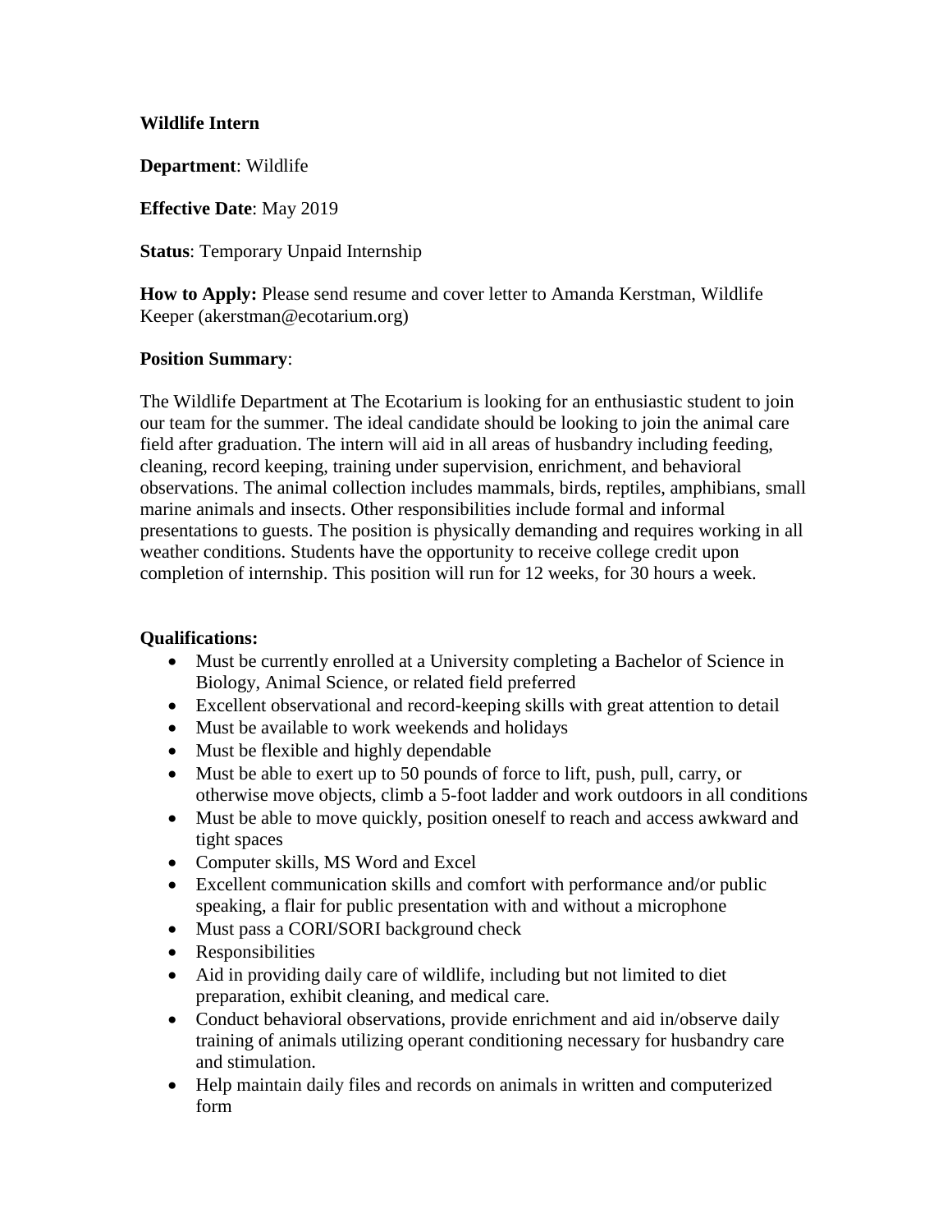**Wildlife Intern**

**Department**: Wildlife

**Effective Date**: May 2019

**Status**: Temporary Unpaid Internship

**How to Apply:** Please send resume and cover letter to Amanda Kerstman, Wildlife Keeper (akerstman@ecotarium.org)

**Position Summary**:

The Wildlife Department at The Ecotarium is looking for an enthusiastic student to join our team for the summer. The ideal candidate should be looking to join the animal care field after graduation. The intern will aid in all areas of husbandry including feeding, cleaning, record keeping, training under supervision, enrichment, and behavioral observations. The animal collection includes mammals, birds, reptiles, amphibians, small marine animals and insects. Other responsibilities include formal and informal presentations to guests. The position is physically demanding and requires working in all weather conditions. Students have the opportunity to receive college credit upon completion of internship. This position will run for 12 weeks, for 30 hours a week.

**Qualifications:**

- Must be currently enrolled at a University completing a Bachelor of Science in Biology, Animal Science, or related field preferred
- Excellent observational and record-keeping skills with great attention to detail
- Must be available to work weekends and holidays
- Must be flexible and highly dependable
- Must be able to exert up to 50 pounds of force to lift, push, pull, carry, or otherwise move objects, climb a 5-foot ladder and work outdoors in all conditions
- Must be able to move quickly, position oneself to reach and access awkward and tight spaces
- Computer skills, MS Word and Excel
- Excellent communication skills and comfort with performance and/or public speaking, a flair for public presentation with and without a microphone
- Must pass a CORI/SORI background check
- Responsibilities
- Aid in providing daily care of wildlife, including but not limited to diet preparation, exhibit cleaning, and medical care.
- Conduct behavioral observations, provide enrichment and aid in/observe daily training of animals utilizing operant conditioning necessary for husbandry care and stimulation.
- Help maintain daily files and records on animals in written and computerized form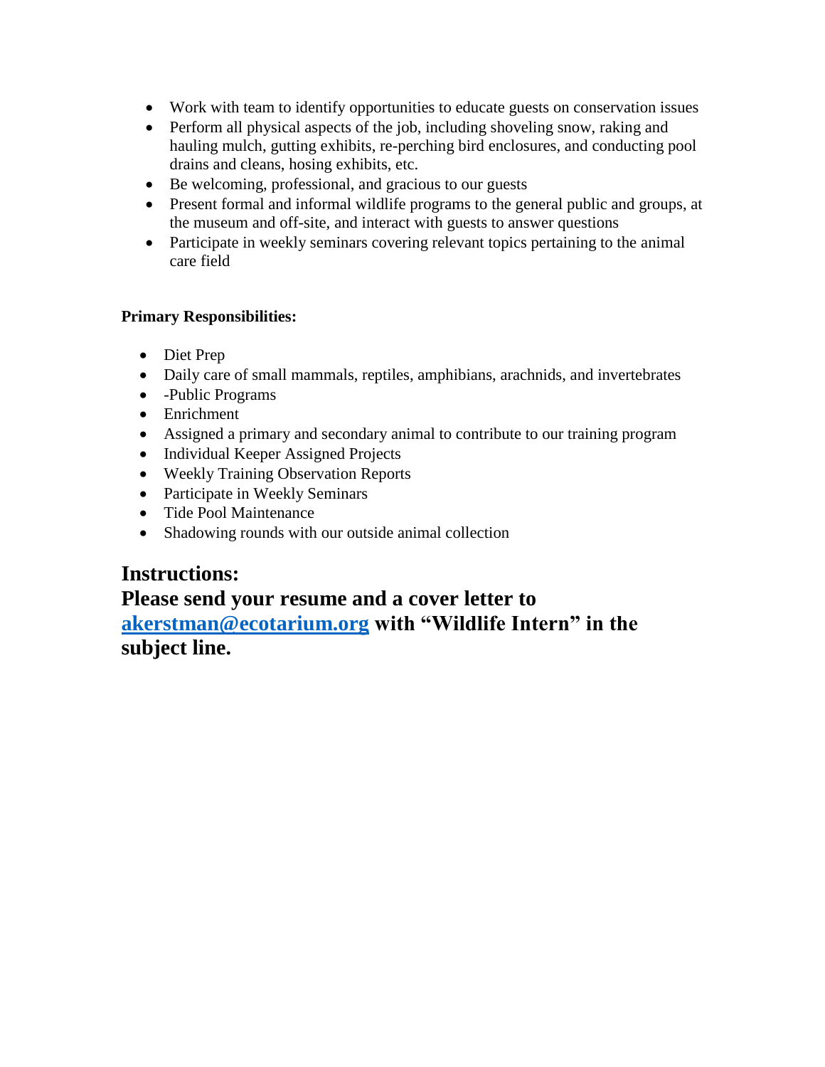- Work with team to identify opportunities to educate guests on conservation issues
- Perform all physical aspects of the job, including shoveling snow, raking and hauling mulch, gutting exhibits, re-perching bird enclosures, and conducting pool drains and cleans, hosing exhibits, etc.
- Be welcoming, professional, and gracious to our guests
- Present formal and informal wildlife programs to the general public and groups, at the museum and off-site, and interact with guests to answer questions
- Participate in weekly seminars covering relevant topics pertaining to the animal care field

**Primary Responsibilities:**

- Diet Prep
- Daily care of small mammals, reptiles, amphibians, arachnids, and invertebrates
- -Public Programs
- Enrichment
- Assigned a primary and secondary animal to contribute to our training program
- Individual Keeper Assigned Projects
- Weekly Training Observation Reports
- Participate in Weekly Seminars
- Tide Pool Maintenance
- Shadowing rounds with our outside animal collection

## Instructions:

## Please send your resume and a cover letter to akerstman@ecotarium.org with "Wildlife Intern" in the subject line.